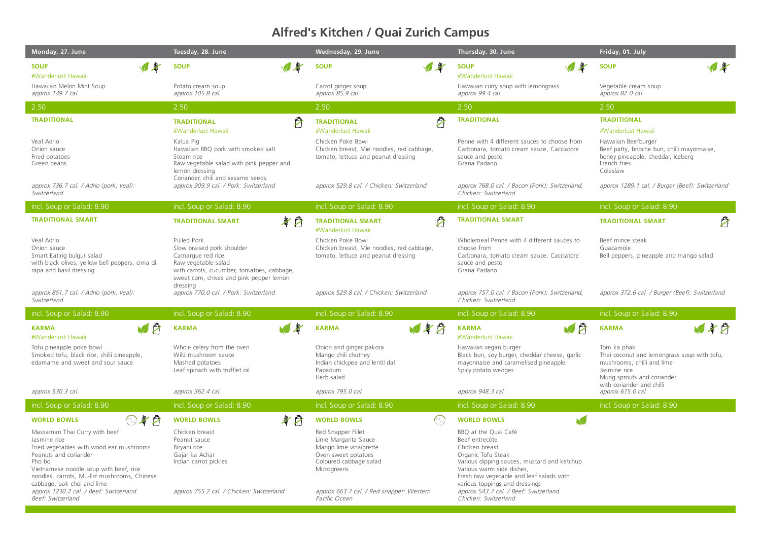// Structure a single-column markdown? It's a weekly menu grid. A table by day columns with categories rows is best.

# Alfred's Kitchen / Quai Zurich Campus

| | Monday, 27. June | Tuesday, 28. June | Wednesday, 29. June | Thursday, 30. June | Friday, 01. July |
|---|---|---|---|---|---|
| **SOUP** | #Wanderlust Hawaii<br>Hawaiian Melon Mint Soup<br>*approx 149.7 cal.* | Potato cream soup<br>*approx 105.8 cal.* | Carrot ginger soup<br>*approx 85.9 cal.* | #Wanderlust Hawaii<br>Hawaiian curry soup with lemongrass<br>*approx 99.4 cal.* | Vegetable cream soup<br>*approx 82.0 cal.* |
| | 2.50 | 2.50 | 2.50 | 2.50 | 2.50 |
| **TRADITIONAL** | Veal Adrio<br>Onion sauce<br>Fried potatoes<br>Green beans<br>*approx 736.7 cal. / Adrio (pork, veal): Switzerland* | #Wanderlust Hawaii<br>Kalua Pig<br>Hawaiian BBQ pork with smoked salt<br>Steam rice<br>Raw vegetable salad with pink pepper and lemon dressing<br>Coriander, chili and sesame seeds<br>*approx 909.9 cal. / Pork: Switzerland* | #Wanderlust Hawaii<br>Chicken Poke Bowl<br>Chicken breast, Mie noodles, red cabbage, tomato, lettuce and peanut dressing<br>*approx 529.8 cal. / Chicken: Switzerland* | Penne with 4 different sauces to choose from<br>Carbonara, tomato cream sauce, Cacciatore sauce and pesto<br>Grana Padano<br>*approx 768.0 cal. / Bacon (Pork): Switzerland, Chicken: Switzerland* | #Wanderlust Hawaii<br>Hawaiian Beefburger<br>Beef patty, brioche bun, chilli mayonnaise, honey pineapple, cheddar, iceberg<br>French fries<br>Coleslaw<br>*approx 1289.1 cal. / Burger (Beef): Switzerland* |
| | incl. Soup or Salad: 8.90 | incl. Soup or Salad: 8.90 | incl. Soup or Salad: 8.90 | incl. Soup or Salad: 8.90 | incl. Soup or Salad: 8.90 |
| **TRADITIONAL SMART** | Veal Adrio<br>Onion sauce<br>Smart Eating bulgur salad<br>with black olives, yellow bell peppers, cima di rapa and basil dressing<br>*approx 851.7 cal. / Adrio (pork, veal): Switzerland* | Pulled Pork<br>Slow braised pork shoulder<br>Camargue red rice<br>Raw vegetable salad<br>with carrots, cucumber, tomatoes, cabbage, sweet corn, chives and pink pepper lemon dressing<br>*approx 770.0 cal. / Pork: Switzerland* | #Wanderlust Hawaii<br>Chicken Poke Bowl<br>Chicken breast, Mie noodles, red cabbage, tomato, lettuce and peanut dressing<br>*approx 529.8 cal. / Chicken: Switzerland* | Wholemeal Penne with 4 different sauces to choose from<br>Carbonara, tomato cream sauce, Cacciatore sauce and pesto<br>Grana Padano<br>*approx 757.0 cal. / Bacon (Pork): Switzerland, Chicken: Switzerland* | Beef mince steak<br>Guacamole<br>Bell peppers, pineapple and mango salad<br>*approx 372.6 cal. / Burger (Beef): Switzerland* |
| | incl. Soup or Salad: 8.90 | incl. Soup or Salad: 8.90 | incl. Soup or Salad: 8.90 | incl. Soup or Salad: 8.90 | incl. Soup or Salad: 8.90 |
| **KARMA** | #Wanderlust Hawaii<br>Tofu pineapple poke bowl<br>Smoked tofu, black rice, chilli pineapple, edamame and sweet and sour sauce<br>*approx 530.3 cal.* | Whole celery from the oven<br>Wild mushroom sauce<br>Mashed potatoes<br>Leaf spinach with trufflet oil<br>*approx 362.4 cal.* | Onion and ginger pakora<br>Mango chili chutney<br>Indian chickpea and lentil dal<br>Papadum<br>Herb salad<br>*approx 795.0 cal.* | #Wanderlust Hawaii<br>Hawaiian vegan burger<br>Black bun, soy burger, cheddar cheese, garlic mayonnaise and caramelised pineapple<br>Spicy potato wedges<br>*approx 948.3 cal.* | Tom ka phak<br>Thai coconut and lemongrass soup with tofu, mushrooms, chilli and lime<br>Jasmine rice<br>Mung sprouts and coriander<br>with coriander and chilli<br>*approx 615.0 cal.* |
| | incl. Soup or Salad: 8.90 | incl. Soup or Salad: 8.90 | incl. Soup or Salad: 8.90 | incl. Soup or Salad: 8.90 | incl. Soup or Salad: 8.90 |
| **WORLD BOWLS** | Massaman Thai Curry with beef<br>Jasmine rice<br>Fried vegetables with wood ear mushrooms<br>Peanuts and coriander<br>Pho bo<br>Vietnamese noodle soup with beef, rice noodles, carrots, Mu-Err mushrooms, Chinese cabbage, pak choi and lime<br>*approx 1230.2 cal. / Beef: Switzerland Beef: Switzerland* | Chicken breast<br>Peanut sauce<br>Biryani rice<br>Gajar ka Achar<br>Indian carrot pickles<br>*approx 755.2 cal. / Chicken: Switzerland* | Red Snapper Fillet<br>Lime Margarita Sauce<br>Mango lime vinaigrette<br>Oven sweet potatoes<br>Coloured cabbage salad<br>Microgreens<br>*approx 663.7 cal. / Red snapper: Western Pacific Ocean* | BBQ at the Quai Café<br>Beef entrecôte<br>Chicken breast<br>Organic Tofu Steak<br>Various dipping sauces, mustard and ketchup<br>Various warm side dishes,<br>Fresh raw vegetable and leaf salads with various toppings and dressings<br>*approx 543.7 cal. / Beef: Switzerland Chicken: Switzerland* | |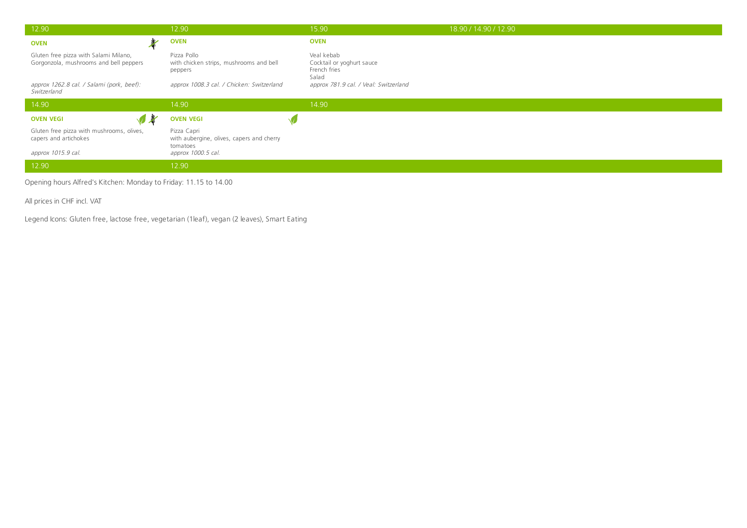| 12.90 | 12.90 | 15.90 | 18.90 / 14.90 / 12.90 |
|---|---|---|---|
| **OVEN** | **OVEN** | **OVEN** | |
| Gluten free pizza with Salami Milano, Gorgonzola, mushrooms and bell peppers | Pizza Pollo with chicken strips, mushrooms and bell peppers | Veal kebab Cocktail or yoghurt sauce French fries Salad | |
| *approx 1262.8 cal. / Salami (pork, beef): Switzerland* | *approx 1008.3 cal. / Chicken: Switzerland* | *approx 781.9 cal. / Veal: Switzerland* | |
| 14.90 | 14.90 | 14.90 | |
| **OVEN VEGI** | **OVEN VEGI** | | |
| Gluten free pizza with mushrooms, olives, capers and artichokes | Pizza Capri with aubergine, olives, capers and cherry tomatoes | | |
| *approx 1015.9 cal.* | *approx 1000.5 cal.* | | |
| 12.90 | 12.90 | | |

Opening hours Alfred's Kitchen: Monday to Friday: 11.15 to 14.00

All prices in CHF incl. VAT

Legend Icons: Gluten free, lactose free, vegetarian (1leaf), vegan (2 leaves), Smart Eating